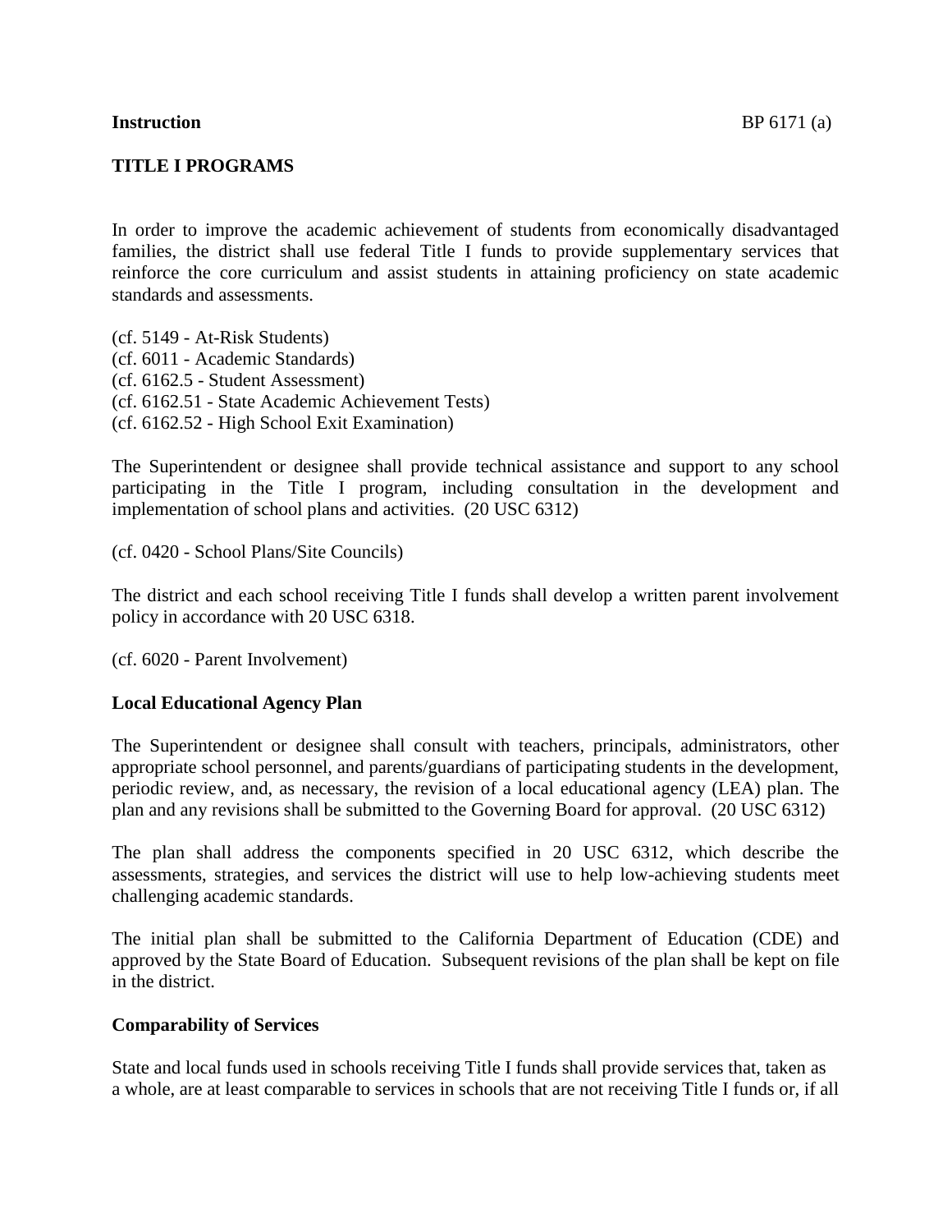**Instruction** BP 6171 (a)

# TITLE I PROGRAMS

In order to improve the academic achievement of students from economically disadvantaged families, the district shall use federal Title I funds to provide supplementary services that reinforce the core curriculum and assist students in attaining proficiency on state academic standards and assessments.

(cf. 5149 - At-Risk Students)
(cf. 6011 - Academic Standards)
(cf. 6162.5 - Student Assessment)
(cf. 6162.51 - State Academic Achievement Tests)
(cf. 6162.52 - High School Exit Examination)

The Superintendent or designee shall provide technical assistance and support to any school participating in the Title I program, including consultation in the development and implementation of school plans and activities. (20 USC 6312)

(cf. 0420 - School Plans/Site Councils)

The district and each school receiving Title I funds shall develop a written parent involvement policy in accordance with 20 USC 6318.

(cf. 6020 - Parent Involvement)

## Local Educational Agency Plan

The Superintendent or designee shall consult with teachers, principals, administrators, other appropriate school personnel, and parents/guardians of participating students in the development, periodic review, and, as necessary, the revision of a local educational agency (LEA) plan. The plan and any revisions shall be submitted to the Governing Board for approval. (20 USC 6312)

The plan shall address the components specified in 20 USC 6312, which describe the assessments, strategies, and services the district will use to help low-achieving students meet challenging academic standards.

The initial plan shall be submitted to the California Department of Education (CDE) and approved by the State Board of Education. Subsequent revisions of the plan shall be kept on file in the district.

## Comparability of Services

State and local funds used in schools receiving Title I funds shall provide services that, taken as a whole, are at least comparable to services in schools that are not receiving Title I funds or, if all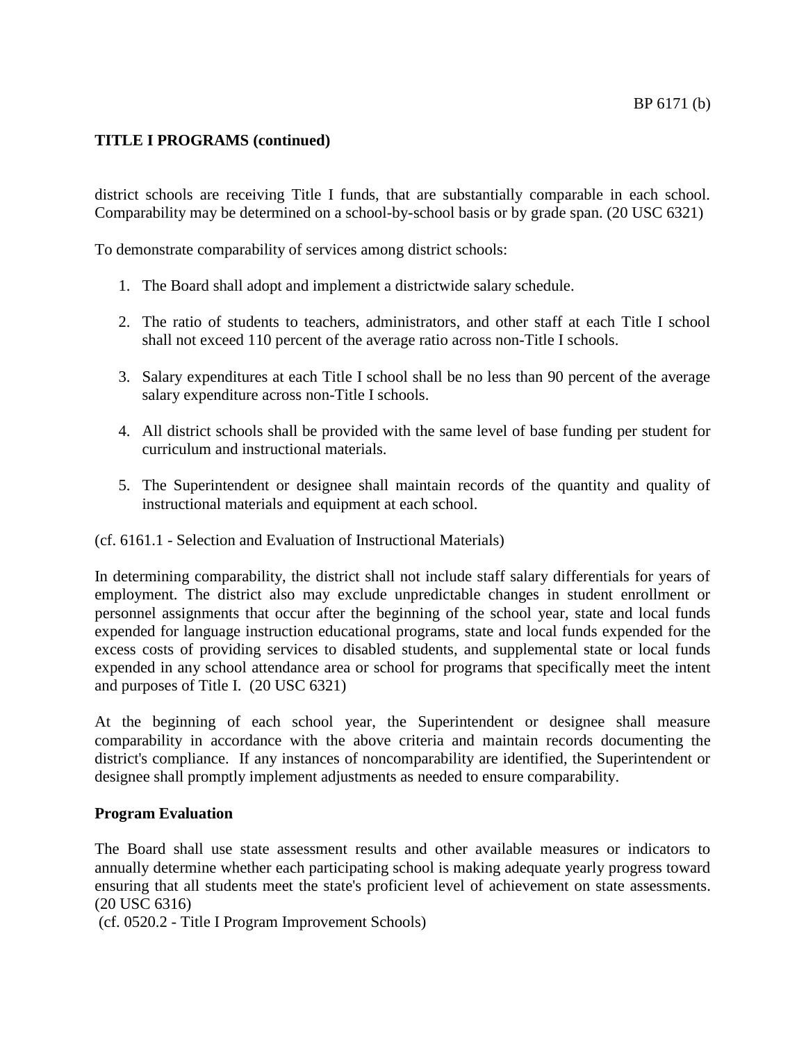**TITLE I PROGRAMS (continued)**

district schools are receiving Title I funds, that are substantially comparable in each school. Comparability may be determined on a school-by-school basis or by grade span. (20 USC 6321)

To demonstrate comparability of services among district schools:

1. The Board shall adopt and implement a districtwide salary schedule.

2. The ratio of students to teachers, administrators, and other staff at each Title I school shall not exceed 110 percent of the average ratio across non-Title I schools.

3. Salary expenditures at each Title I school shall be no less than 90 percent of the average salary expenditure across non-Title I schools.

4. All district schools shall be provided with the same level of base funding per student for curriculum and instructional materials.

5. The Superintendent or designee shall maintain records of the quantity and quality of instructional materials and equipment at each school.

(cf. 6161.1 - Selection and Evaluation of Instructional Materials)

In determining comparability, the district shall not include staff salary differentials for years of employment. The district also may exclude unpredictable changes in student enrollment or personnel assignments that occur after the beginning of the school year, state and local funds expended for language instruction educational programs, state and local funds expended for the excess costs of providing services to disabled students, and supplemental state or local funds expended in any school attendance area or school for programs that specifically meet the intent and purposes of Title I. (20 USC 6321)

At the beginning of each school year, the Superintendent or designee shall measure comparability in accordance with the above criteria and maintain records documenting the district's compliance. If any instances of noncomparability are identified, the Superintendent or designee shall promptly implement adjustments as needed to ensure comparability.

**Program Evaluation**

The Board shall use state assessment results and other available measures or indicators to annually determine whether each participating school is making adequate yearly progress toward ensuring that all students meet the state's proficient level of achievement on state assessments. (20 USC 6316)

(cf. 0520.2 - Title I Program Improvement Schools)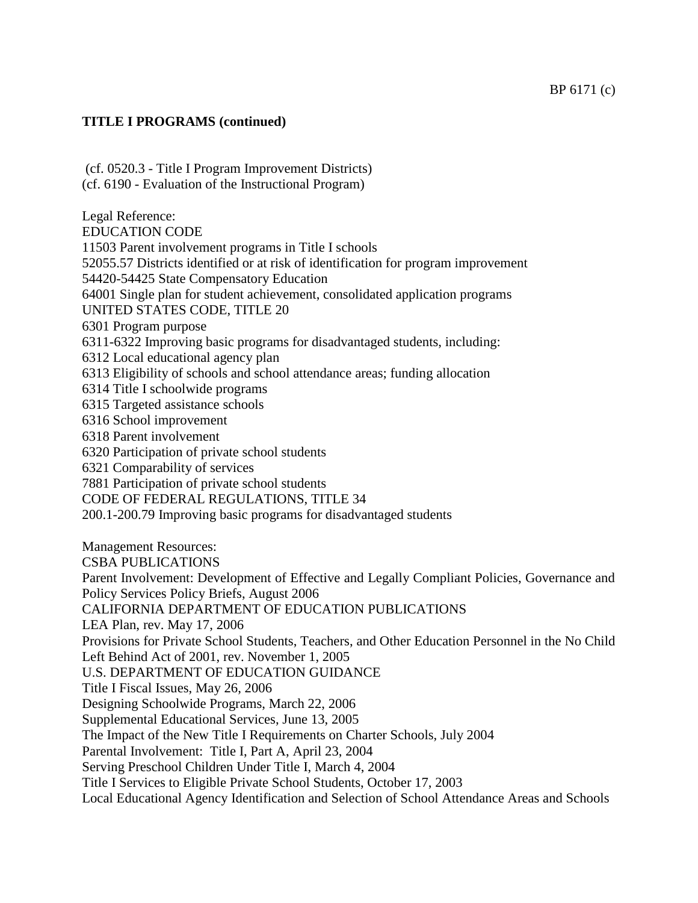**TITLE I PROGRAMS (continued)**

(cf. 0520.3 - Title I Program Improvement Districts)
(cf. 6190 - Evaluation of the Instructional Program)

Legal Reference:
EDUCATION CODE
11503 Parent involvement programs in Title I schools
52055.57 Districts identified or at risk of identification for program improvement
54420-54425 State Compensatory Education
64001 Single plan for student achievement, consolidated application programs
UNITED STATES CODE, TITLE 20
6301 Program purpose
6311-6322 Improving basic programs for disadvantaged students, including:
6312 Local educational agency plan
6313 Eligibility of schools and school attendance areas; funding allocation
6314 Title I schoolwide programs
6315 Targeted assistance schools
6316 School improvement
6318 Parent involvement
6320 Participation of private school students
6321 Comparability of services
7881 Participation of private school students
CODE OF FEDERAL REGULATIONS, TITLE 34
200.1-200.79 Improving basic programs for disadvantaged students

Management Resources:
CSBA PUBLICATIONS
Parent Involvement: Development of Effective and Legally Compliant Policies, Governance and Policy Services Policy Briefs, August 2006
CALIFORNIA DEPARTMENT OF EDUCATION PUBLICATIONS
LEA Plan, rev. May 17, 2006
Provisions for Private School Students, Teachers, and Other Education Personnel in the No Child Left Behind Act of 2001, rev. November 1, 2005
U.S. DEPARTMENT OF EDUCATION GUIDANCE
Title I Fiscal Issues, May 26, 2006
Designing Schoolwide Programs, March 22, 2006
Supplemental Educational Services, June 13, 2005
The Impact of the New Title I Requirements on Charter Schools, July 2004
Parental Involvement: Title I, Part A, April 23, 2004
Serving Preschool Children Under Title I, March 4, 2004
Title I Services to Eligible Private School Students, October 17, 2003
Local Educational Agency Identification and Selection of School Attendance Areas and Schools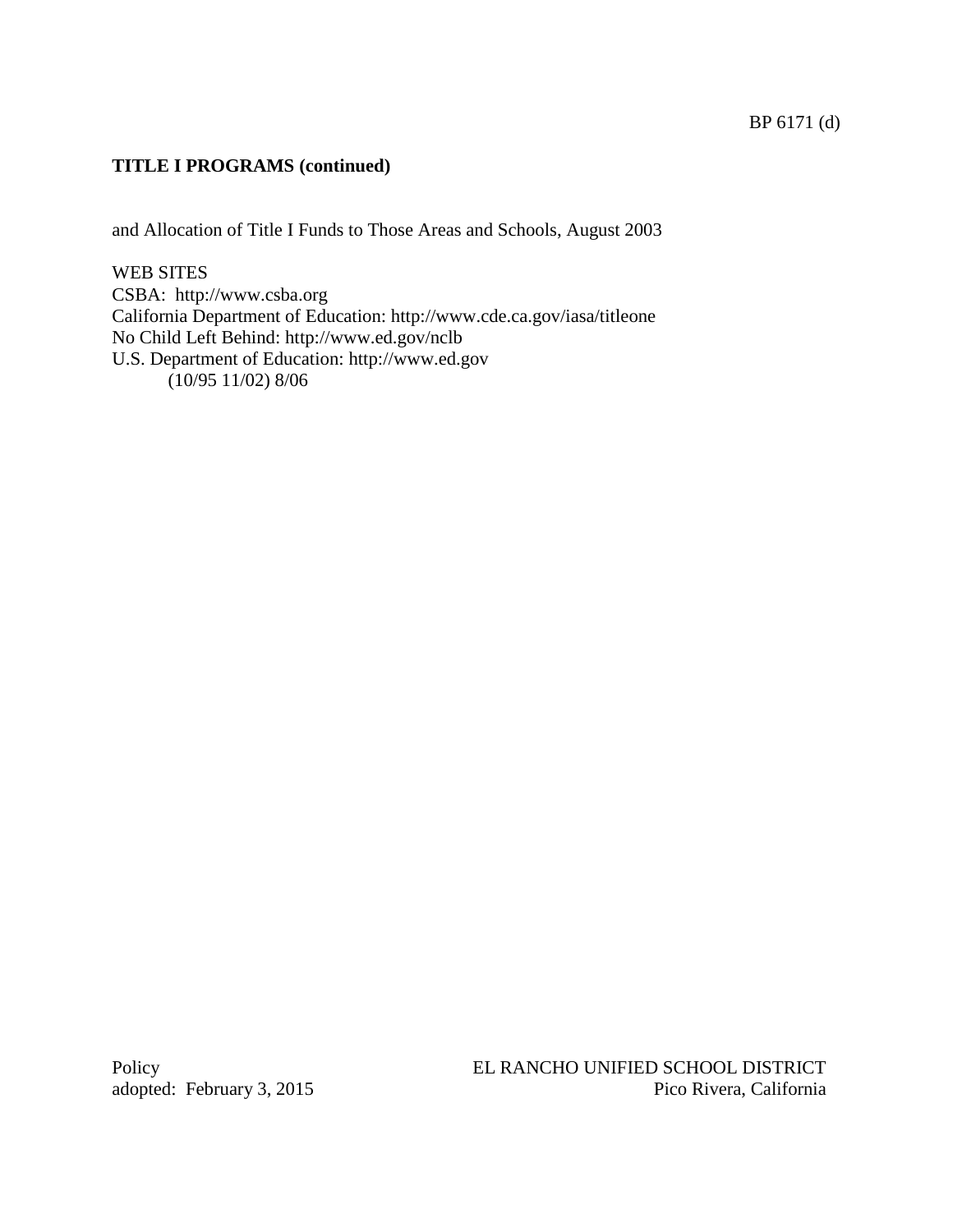**TITLE I PROGRAMS (continued)**

and Allocation of Title I Funds to Those Areas and Schools, August 2003

WEB SITES
CSBA: http://www.csba.org
California Department of Education: http://www.cde.ca.gov/iasa/titleone
No Child Left Behind: http://www.ed.gov/nclb
U.S. Department of Education: http://www.ed.gov
(10/95 11/02) 8/06

Policy
adopted: February 3, 2015

EL RANCHO UNIFIED SCHOOL DISTRICT
Pico Rivera, California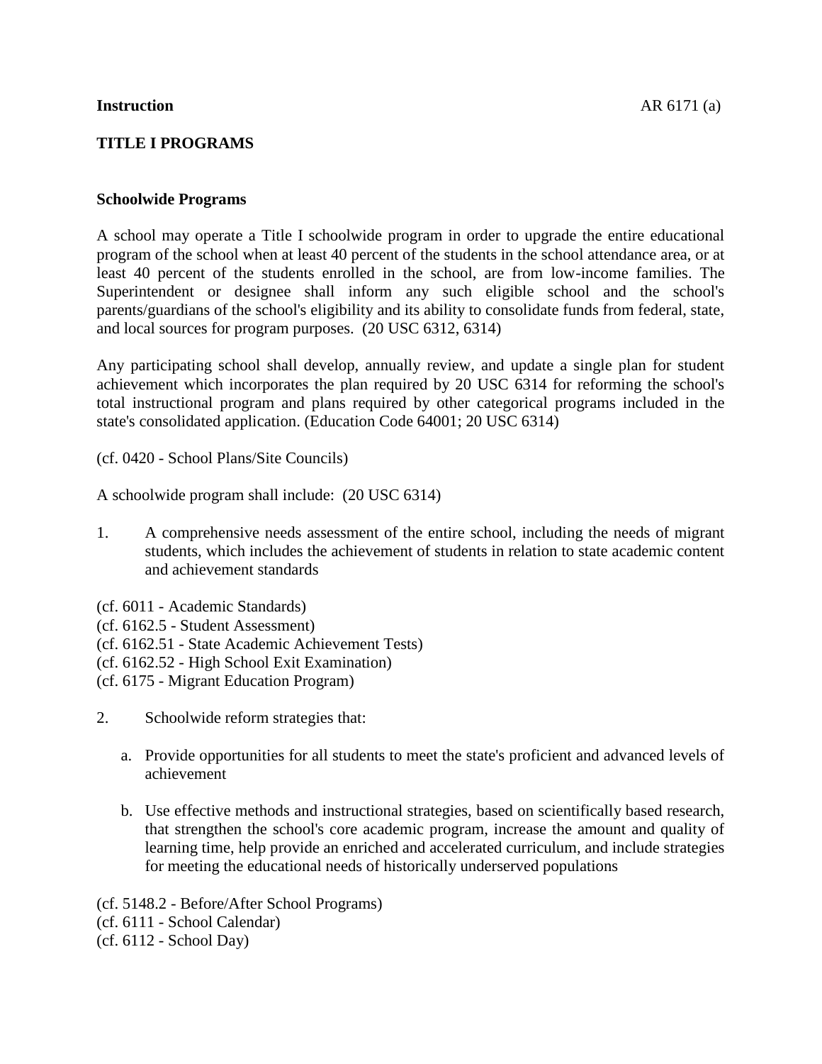**Instruction**

**TITLE I PROGRAMS**

**Schoolwide Programs**

A school may operate a Title I schoolwide program in order to upgrade the entire educational program of the school when at least 40 percent of the students in the school attendance area, or at least 40 percent of the students enrolled in the school, are from low-income families. The Superintendent or designee shall inform any such eligible school and the school's parents/guardians of the school's eligibility and its ability to consolidate funds from federal, state, and local sources for program purposes. (20 USC 6312, 6314)

Any participating school shall develop, annually review, and update a single plan for student achievement which incorporates the plan required by 20 USC 6314 for reforming the school's total instructional program and plans required by other categorical programs included in the state's consolidated application. (Education Code 64001; 20 USC 6314)

(cf. 0420 - School Plans/Site Councils)

A schoolwide program shall include: (20 USC 6314)

1. A comprehensive needs assessment of the entire school, including the needs of migrant students, which includes the achievement of students in relation to state academic content and achievement standards

(cf. 6011 - Academic Standards)
(cf. 6162.5 - Student Assessment)
(cf. 6162.51 - State Academic Achievement Tests)
(cf. 6162.52 - High School Exit Examination)
(cf. 6175 - Migrant Education Program)

2. Schoolwide reform strategies that:

   a. Provide opportunities for all students to meet the state's proficient and advanced levels of achievement

   b. Use effective methods and instructional strategies, based on scientifically based research, that strengthen the school's core academic program, increase the amount and quality of learning time, help provide an enriched and accelerated curriculum, and include strategies for meeting the educational needs of historically underserved populations

(cf. 5148.2 - Before/After School Programs)
(cf. 6111 - School Calendar)
(cf. 6112 - School Day)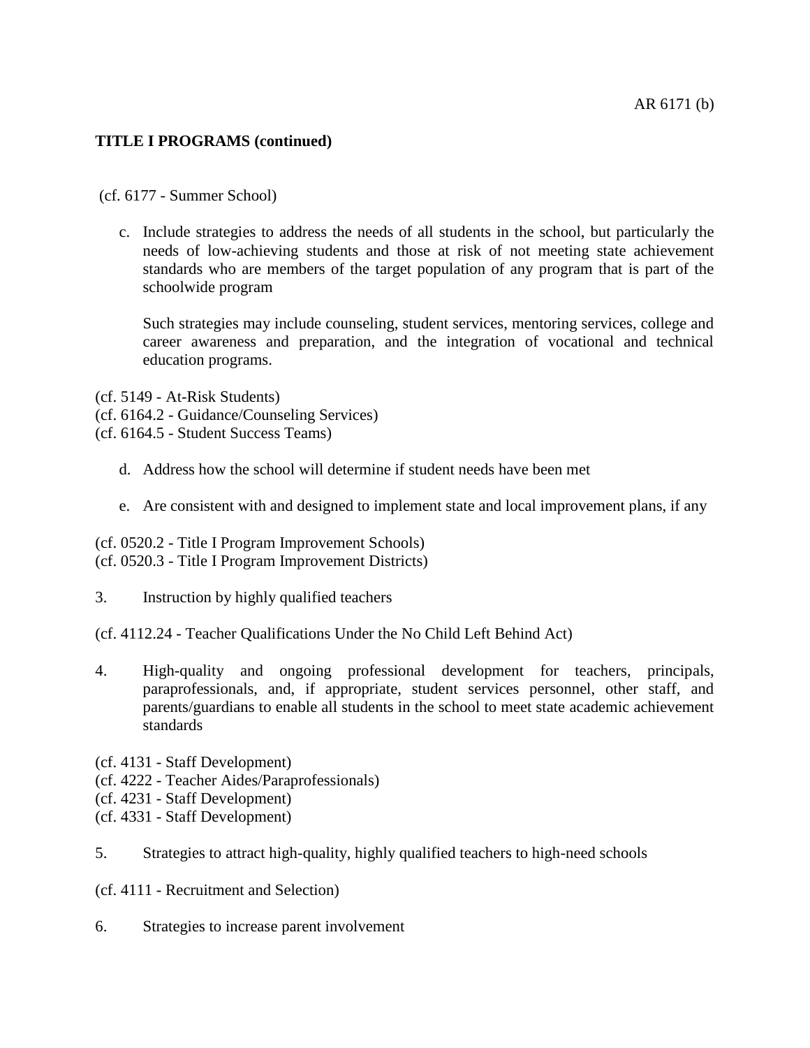**TITLE I PROGRAMS (continued)**

(cf. 6177 - Summer School)

c. Include strategies to address the needs of all students in the school, but particularly the needs of low-achieving students and those at risk of not meeting state achievement standards who are members of the target population of any program that is part of the schoolwide program

   Such strategies may include counseling, student services, mentoring services, college and career awareness and preparation, and the integration of vocational and technical education programs.

(cf. 5149 - At-Risk Students)
(cf. 6164.2 - Guidance/Counseling Services)
(cf. 6164.5 - Student Success Teams)

d. Address how the school will determine if student needs have been met

e. Are consistent with and designed to implement state and local improvement plans, if any

(cf. 0520.2 - Title I Program Improvement Schools)
(cf. 0520.3 - Title I Program Improvement Districts)

3. Instruction by highly qualified teachers

(cf. 4112.24 - Teacher Qualifications Under the No Child Left Behind Act)

4. High-quality and ongoing professional development for teachers, principals, paraprofessionals, and, if appropriate, student services personnel, other staff, and parents/guardians to enable all students in the school to meet state academic achievement standards

(cf. 4131 - Staff Development)
(cf. 4222 - Teacher Aides/Paraprofessionals)
(cf. 4231 - Staff Development)
(cf. 4331 - Staff Development)

5. Strategies to attract high-quality, highly qualified teachers to high-need schools

(cf. 4111 - Recruitment and Selection)

6. Strategies to increase parent involvement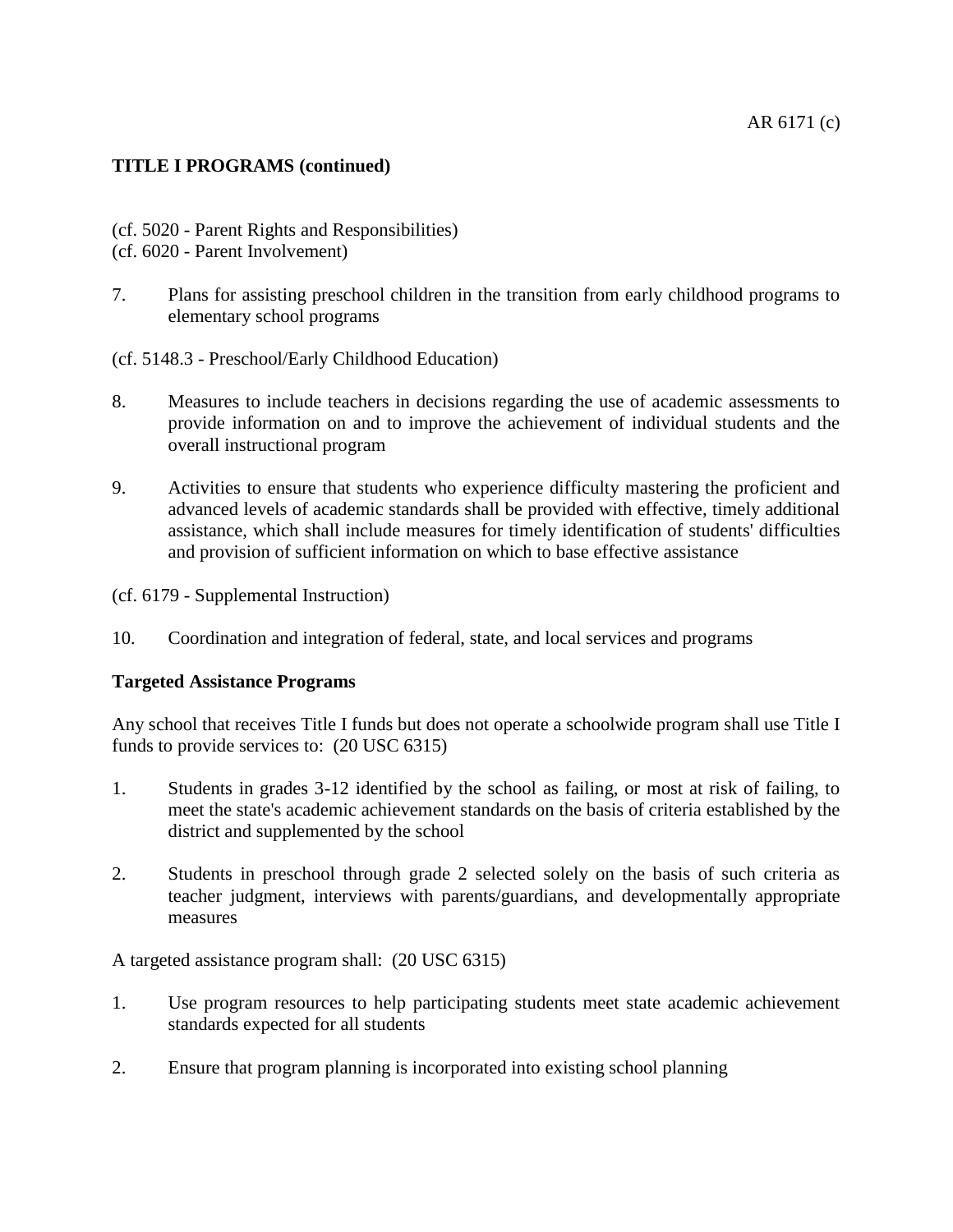**TITLE I PROGRAMS (continued)**

(cf. 5020 - Parent Rights and Responsibilities)
(cf. 6020 - Parent Involvement)

7. Plans for assisting preschool children in the transition from early childhood programs to elementary school programs

(cf. 5148.3 - Preschool/Early Childhood Education)

8. Measures to include teachers in decisions regarding the use of academic assessments to provide information on and to improve the achievement of individual students and the overall instructional program

9. Activities to ensure that students who experience difficulty mastering the proficient and advanced levels of academic standards shall be provided with effective, timely additional assistance, which shall include measures for timely identification of students' difficulties and provision of sufficient information on which to base effective assistance

(cf. 6179 - Supplemental Instruction)

10. Coordination and integration of federal, state, and local services and programs

**Targeted Assistance Programs**

Any school that receives Title I funds but does not operate a schoolwide program shall use Title I funds to provide services to: (20 USC 6315)

1. Students in grades 3-12 identified by the school as failing, or most at risk of failing, to meet the state's academic achievement standards on the basis of criteria established by the district and supplemented by the school

2. Students in preschool through grade 2 selected solely on the basis of such criteria as teacher judgment, interviews with parents/guardians, and developmentally appropriate measures

A targeted assistance program shall: (20 USC 6315)

1. Use program resources to help participating students meet state academic achievement standards expected for all students

2. Ensure that program planning is incorporated into existing school planning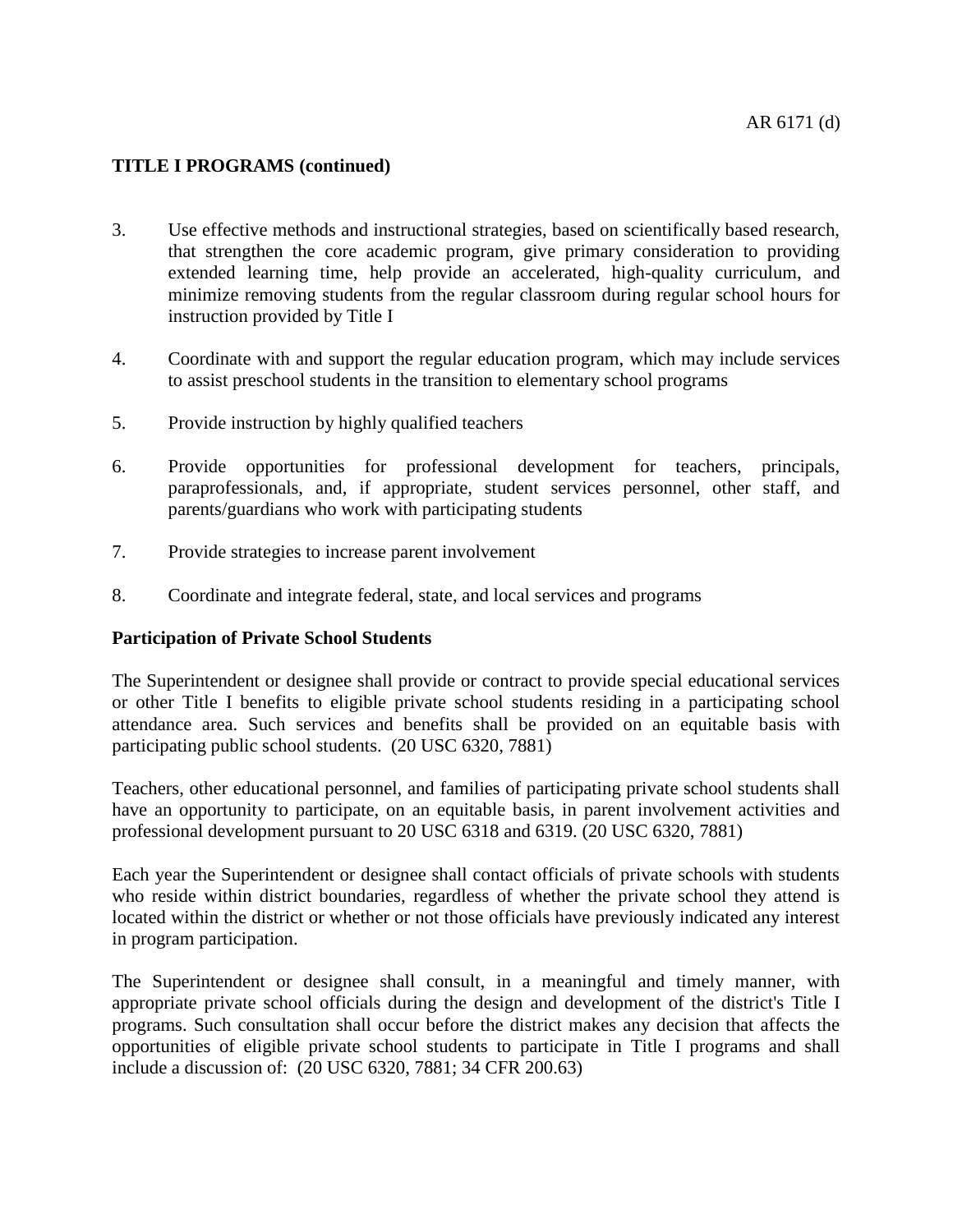## TITLE I PROGRAMS (continued)

3. Use effective methods and instructional strategies, based on scientifically based research, that strengthen the core academic program, give primary consideration to providing extended learning time, help provide an accelerated, high-quality curriculum, and minimize removing students from the regular classroom during regular school hours for instruction provided by Title I

4. Coordinate with and support the regular education program, which may include services to assist preschool students in the transition to elementary school programs

5. Provide instruction by highly qualified teachers

6. Provide opportunities for professional development for teachers, principals, paraprofessionals, and, if appropriate, student services personnel, other staff, and parents/guardians who work with participating students

7. Provide strategies to increase parent involvement

8. Coordinate and integrate federal, state, and local services and programs

**Participation of Private School Students**

The Superintendent or designee shall provide or contract to provide special educational services or other Title I benefits to eligible private school students residing in a participating school attendance area. Such services and benefits shall be provided on an equitable basis with participating public school students. (20 USC 6320, 7881)

Teachers, other educational personnel, and families of participating private school students shall have an opportunity to participate, on an equitable basis, in parent involvement activities and professional development pursuant to 20 USC 6318 and 6319. (20 USC 6320, 7881)

Each year the Superintendent or designee shall contact officials of private schools with students who reside within district boundaries, regardless of whether the private school they attend is located within the district or whether or not those officials have previously indicated any interest in program participation.

The Superintendent or designee shall consult, in a meaningful and timely manner, with appropriate private school officials during the design and development of the district's Title I programs. Such consultation shall occur before the district makes any decision that affects the opportunities of eligible private school students to participate in Title I programs and shall include a discussion of: (20 USC 6320, 7881; 34 CFR 200.63)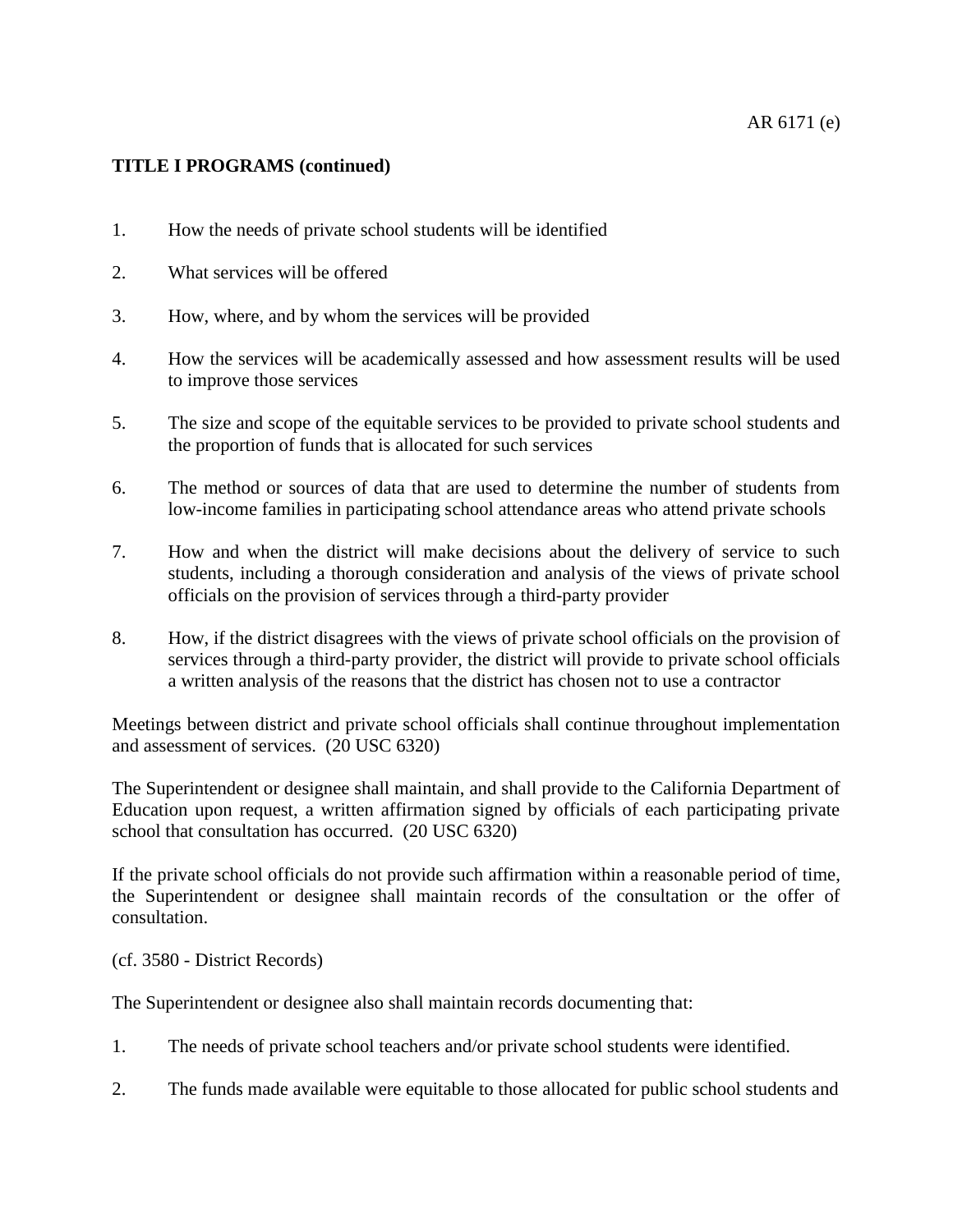**TITLE I PROGRAMS (continued)**

1. How the needs of private school students will be identified

2. What services will be offered

3. How, where, and by whom the services will be provided

4. How the services will be academically assessed and how assessment results will be used to improve those services

5. The size and scope of the equitable services to be provided to private school students and the proportion of funds that is allocated for such services

6. The method or sources of data that are used to determine the number of students from low-income families in participating school attendance areas who attend private schools

7. How and when the district will make decisions about the delivery of service to such students, including a thorough consideration and analysis of the views of private school officials on the provision of services through a third-party provider

8. How, if the district disagrees with the views of private school officials on the provision of services through a third-party provider, the district will provide to private school officials a written analysis of the reasons that the district has chosen not to use a contractor

Meetings between district and private school officials shall continue throughout implementation and assessment of services. (20 USC 6320)

The Superintendent or designee shall maintain, and shall provide to the California Department of Education upon request, a written affirmation signed by officials of each participating private school that consultation has occurred. (20 USC 6320)

If the private school officials do not provide such affirmation within a reasonable period of time, the Superintendent or designee shall maintain records of the consultation or the offer of consultation.

(cf. 3580 - District Records)

The Superintendent or designee also shall maintain records documenting that:

1. The needs of private school teachers and/or private school students were identified.

2. The funds made available were equitable to those allocated for public school students and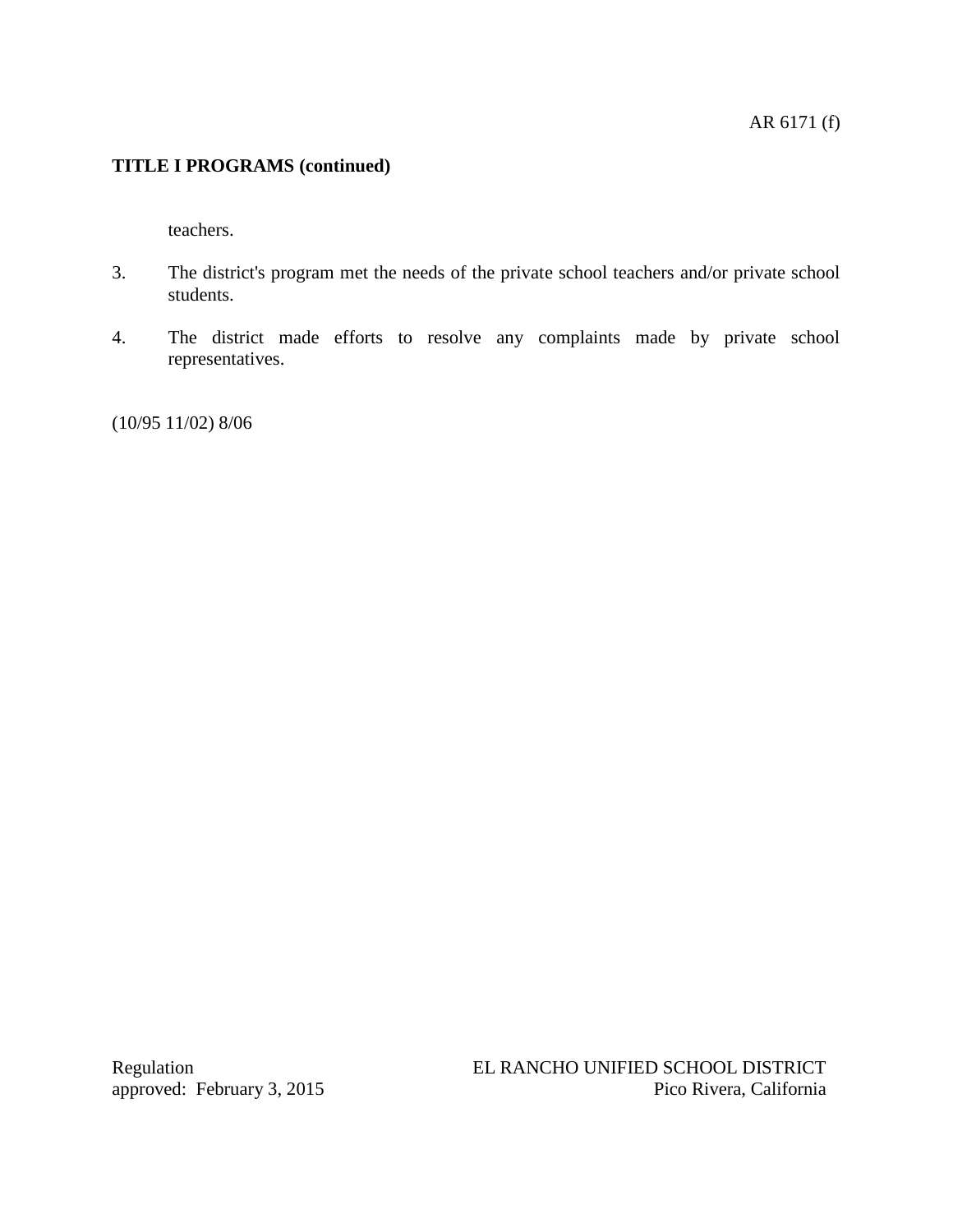teachers.

3. The district's program met the needs of the private school teachers and/or private school students.

4. The district made efforts to resolve any complaints made by private school representatives.

(10/95 11/02) 8/06

Regulation approved: February 3, 2015

EL RANCHO UNIFIED SCHOOL DISTRICT
Pico Rivera, California